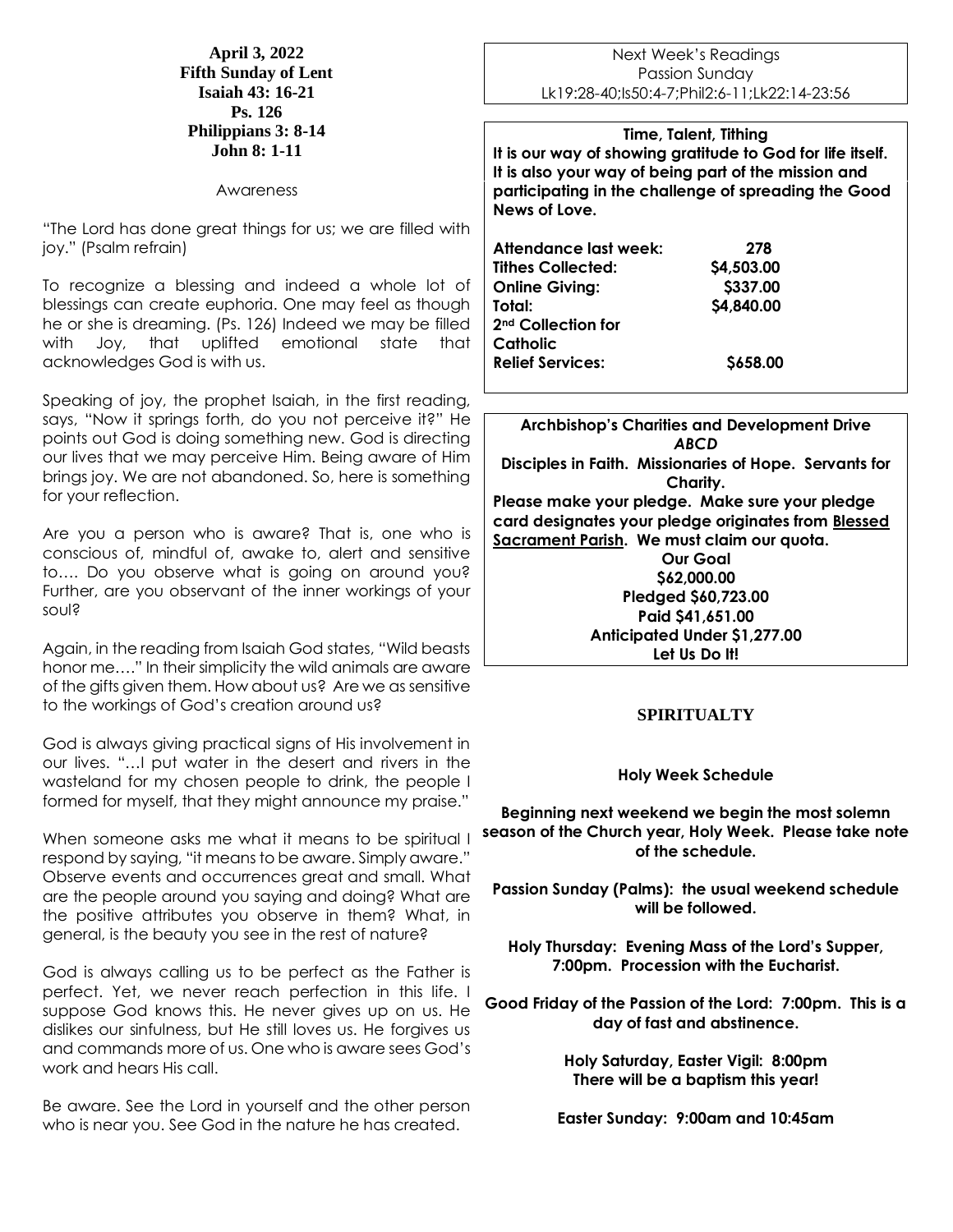**April 3, 2022**
**Fifth Sunday of Lent**
**Isaiah 43: 16-21**
**Ps. 126**
**Philippians 3: 8-14**
**John 8: 1-11**

Awareness

"The Lord has done great things for us; we are filled with joy." (Psalm refrain)

To recognize a blessing and indeed a whole lot of blessings can create euphoria. One may feel as though he or she is dreaming. (Ps. 126) Indeed we may be filled with Joy, that uplifted emotional state that acknowledges God is with us.

Speaking of joy, the prophet Isaiah, in the first reading, says, "Now it springs forth, do you not perceive it?" He points out God is doing something new. God is directing our lives that we may perceive Him. Being aware of Him brings joy. We are not abandoned. So, here is something for your reflection.

Are you a person who is aware? That is, one who is conscious of, mindful of, awake to, alert and sensitive to…. Do you observe what is going on around you? Further, are you observant of the inner workings of your soul?

Again, in the reading from Isaiah God states, "Wild beasts honor me…." In their simplicity the wild animals are aware of the gifts given them. How about us? Are we as sensitive to the workings of God's creation around us?

God is always giving practical signs of His involvement in our lives. "…I put water in the desert and rivers in the wasteland for my chosen people to drink, the people I formed for myself, that they might announce my praise."

When someone asks me what it means to be spiritual I respond by saying, "it means to be aware. Simply aware." Observe events and occurrences great and small. What are the people around you saying and doing? What are the positive attributes you observe in them? What, in general, is the beauty you see in the rest of nature?

God is always calling us to be perfect as the Father is perfect. Yet, we never reach perfection in this life. I suppose God knows this. He never gives up on us. He dislikes our sinfulness, but He still loves us. He forgives us and commands more of us. One who is aware sees God's work and hears His call.

Be aware. See the Lord in yourself and the other person who is near you. See God in the nature he has created.

Next Week's Readings
Passion Sunday
Lk19:28-40;Is50:4-7;Phil2:6-11;Lk22:14-23:56

**Time, Talent, Tithing**
**It is our way of showing gratitude to God for life itself. It is also your way of being part of the mission and participating in the challenge of spreading the Good News of Love.**

| | |
|---|---|
| **Attendance last week:** | **278** |
| **Tithes Collected:** | **$4,503.00** |
| **Online Giving:** | **$337.00** |
| **Total:** | **$4,840.00** |
| **2nd Collection for Catholic Relief Services:** | **$658.00** |

**Archbishop's Charities and Development Drive**
***ABCD***
**Disciples in Faith. Missionaries of Hope. Servants for Charity.**
**Please make your pledge. Make sure your pledge card designates your pledge originates from Blessed Sacrament Parish. We must claim our quota.**
**Our Goal**
**$62,000.00**
**Pledged $60,723.00**
**Paid $41,651.00**
**Anticipated Under $1,277.00**
**Let Us Do It!**

## SPIRITUALTY

### Holy Week Schedule

**Beginning next weekend we begin the most solemn season of the Church year, Holy Week. Please take note of the schedule.**

**Passion Sunday (Palms): the usual weekend schedule will be followed.**

**Holy Thursday: Evening Mass of the Lord's Supper, 7:00pm. Procession with the Eucharist.**

**Good Friday of the Passion of the Lord: 7:00pm. This is a day of fast and abstinence.**

**Holy Saturday, Easter Vigil: 8:00pm**
**There will be a baptism this year!**

**Easter Sunday: 9:00am and 10:45am**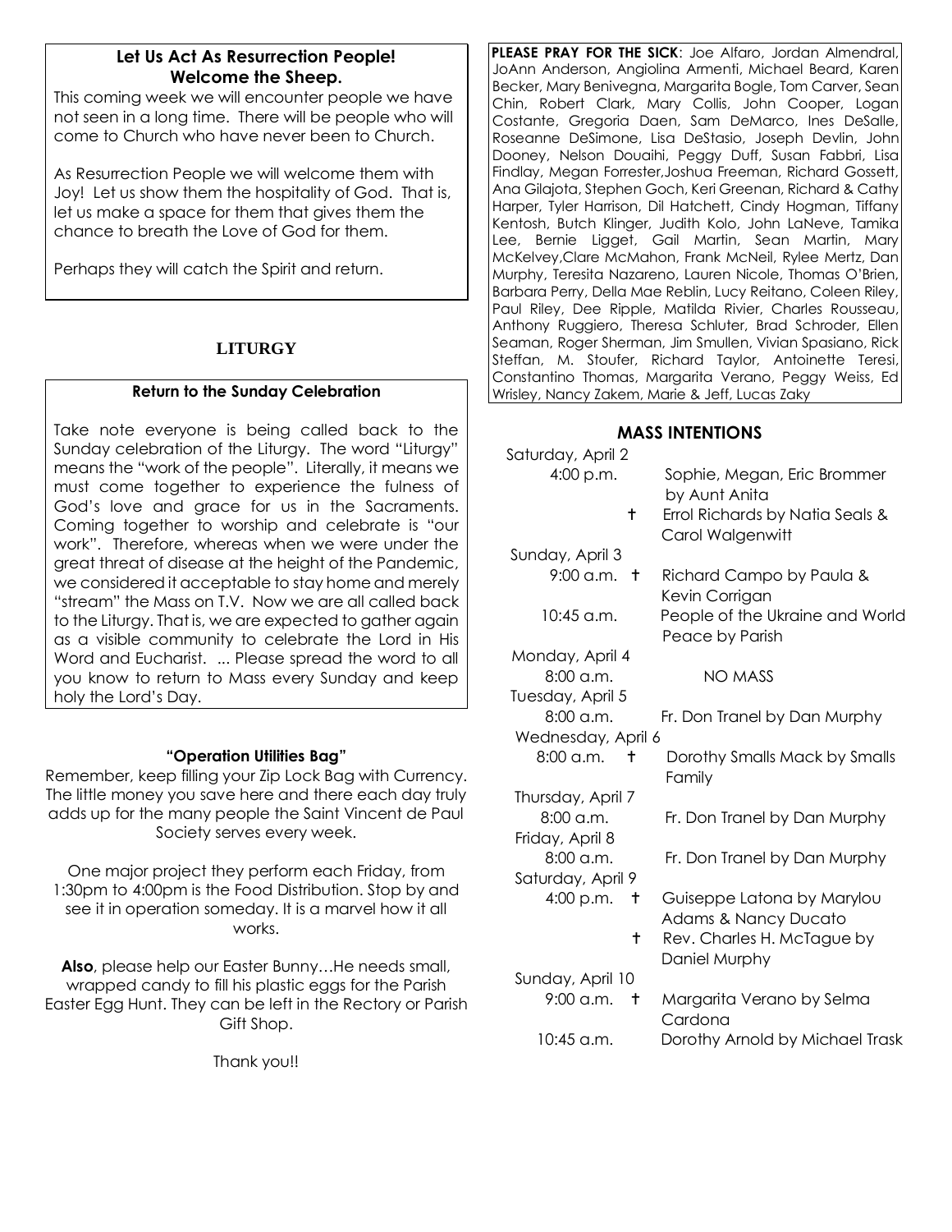## Let Us Act As Resurrection People!
## Welcome the Sheep.

This coming week we will encounter people we have not seen in a long time. There will be people who will come to Church who have never been to Church.

As Resurrection People we will welcome them with Joy! Let us show them the hospitality of God. That is, let us make a space for them that gives them the chance to breath the Love of God for them.

Perhaps they will catch the Spirit and return.

## LITURGY

### Return to the Sunday Celebration

Take note everyone is being called back to the Sunday celebration of the Liturgy. The word "Liturgy" means the "work of the people". Literally, it means we must come together to experience the fulness of God's love and grace for us in the Sacraments. Coming together to worship and celebrate is "our work". Therefore, whereas when we were under the great threat of disease at the height of the Pandemic, we considered it acceptable to stay home and merely "stream" the Mass on T.V. Now we are all called back to the Liturgy. That is, we are expected to gather again as a visible community to celebrate the Lord in His Word and Eucharist. ... Please spread the word to all you know to return to Mass every Sunday and keep holy the Lord's Day.

### "Operation Utilities Bag"

Remember, keep filling your Zip Lock Bag with Currency. The little money you save here and there each day truly adds up for the many people the Saint Vincent de Paul Society serves every week.

One major project they perform each Friday, from 1:30pm to 4:00pm is the Food Distribution. Stop by and see it in operation someday. It is a marvel how it all works.

**Also**, please help our Easter Bunny…He needs small, wrapped candy to fill his plastic eggs for the Parish Easter Egg Hunt. They can be left in the Rectory or Parish Gift Shop.

Thank you!!

**PLEASE PRAY FOR THE SICK**: Joe Alfaro, Jordan Almendral, JoAnn Anderson, Angiolina Armenti, Michael Beard, Karen Becker, Mary Benivegna, Margarita Bogle, Tom Carver, Sean Chin, Robert Clark, Mary Collis, John Cooper, Logan Costante, Gregoria Daen, Sam DeMarco, Ines DeSalle, Roseanne DeSimone, Lisa DeStasio, Joseph Devlin, John Dooney, Nelson Douaihi, Peggy Duff, Susan Fabbri, Lisa Findlay, Megan Forrester,Joshua Freeman, Richard Gossett, Ana Gilajota, Stephen Goch, Keri Greenan, Richard & Cathy Harper, Tyler Harrison, Dil Hatchett, Cindy Hogman, Tiffany Kentosh, Butch Klinger, Judith Kolo, John LaNeve, Tamika Lee, Bernie Ligget, Gail Martin, Sean Martin, Mary McKelvey,Clare McMahon, Frank McNeil, Rylee Mertz, Dan Murphy, Teresita Nazareno, Lauren Nicole, Thomas O'Brien, Barbara Perry, Della Mae Reblin, Lucy Reitano, Coleen Riley, Paul Riley, Dee Ripple, Matilda Rivier, Charles Rousseau, Anthony Ruggiero, Theresa Schluter, Brad Schroder, Ellen Seaman, Roger Sherman, Jim Smullen, Vivian Spasiano, Rick Steffan, M. Stoufer, Richard Taylor, Antoinette Teresi, Constantino Thomas, Margarita Verano, Peggy Weiss, Ed Wrisley, Nancy Zakem, Marie & Jeff, Lucas Zaky

### MASS INTENTIONS

Saturday, April 2
- 4:00 p.m. — Sophie, Megan, Eric Brommer by Aunt Anita
- † Errol Richards by Natia Seals & Carol Walgenwitt

Sunday, April 3
- 9:00 a.m. † Richard Campo by Paula & Kevin Corrigan
- 10:45 a.m. — People of the Ukraine and World Peace by Parish

Monday, April 4
- 8:00 a.m. — NO MASS

Tuesday, April 5
- 8:00 a.m. — Fr. Don Tranel by Dan Murphy

Wednesday, April 6
- 8:00 a.m. † Dorothy Smalls Mack by Smalls Family

Thursday, April 7
- 8:00 a.m. — Fr. Don Tranel by Dan Murphy

Friday, April 8
- 8:00 a.m. — Fr. Don Tranel by Dan Murphy

Saturday, April 9
- 4:00 p.m. † Guiseppe Latona by Marylou Adams & Nancy Ducato
- † Rev. Charles H. McTague by Daniel Murphy

Sunday, April 10
- 9:00 a.m. † Margarita Verano by Selma Cardona
- 10:45 a.m. — Dorothy Arnold by Michael Trask